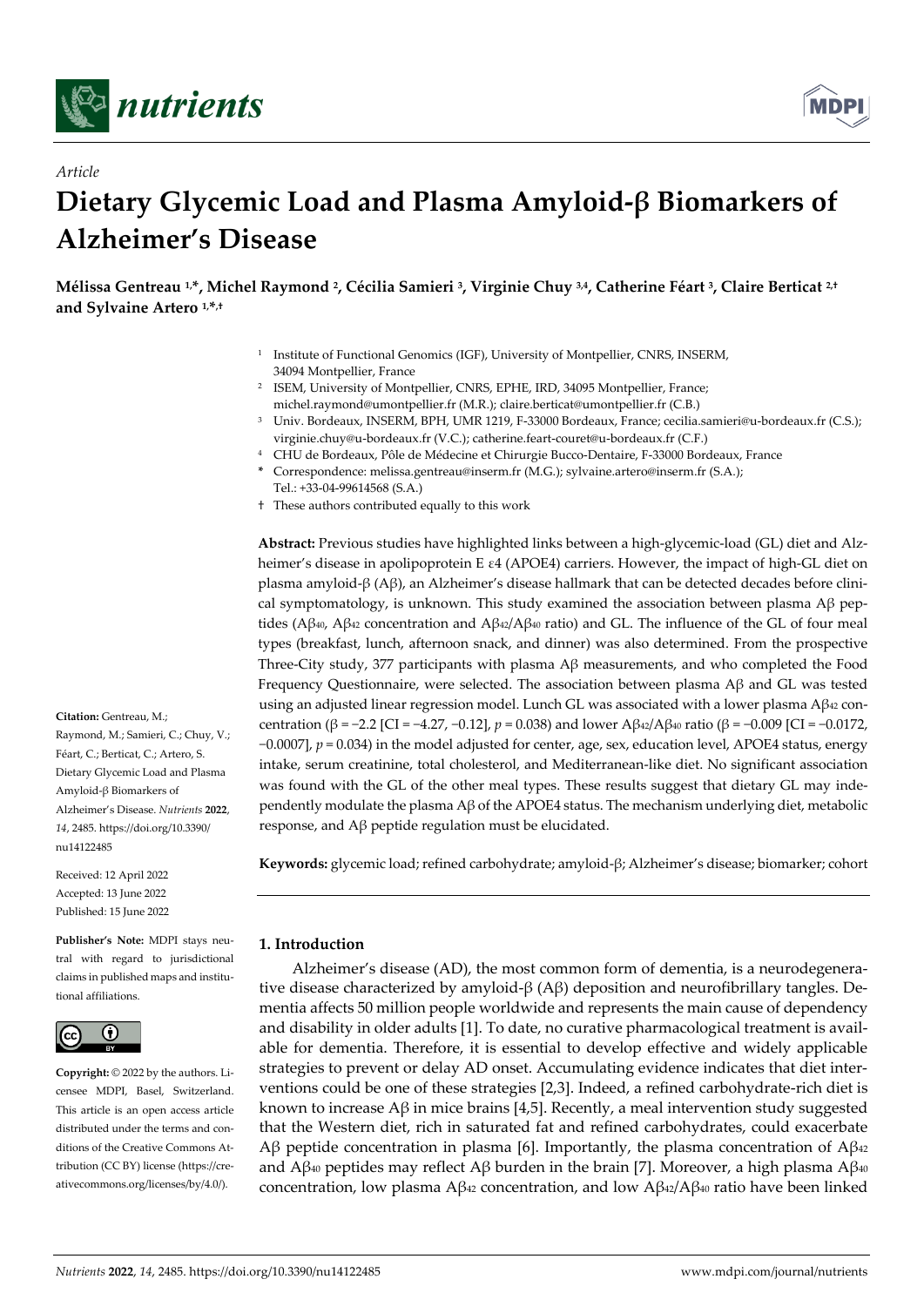*Article*

# Dietary Glycemic Load and Plasma Amyloid-β Biomarkers of Alzheimer's Disease

**Mélissa Gentreau [1,*], Michel Raymond [2], Cécilia Samieri [3], Virginie Chuy [3,4], Catherine Féart [3], Claire Berticat [2,†] and Sylvaine Artero [1,*,†]**

[1] Institute of Functional Genomics (IGF), University of Montpellier, CNRS, INSERM, 34094 Montpellier, France

[2] ISEM, University of Montpellier, CNRS, EPHE, IRD, 34095 Montpellier, France; michel.raymond@umontpellier.fr (M.R.); claire.berticat@umontpellier.fr (C.B.)

[3] Univ. Bordeaux, INSERM, BPH, UMR 1219, F-33000 Bordeaux, France; cecilia.samieri@u-bordeaux.fr (C.S.); virginie.chuy@u-bordeaux.fr (V.C.); catherine.feart-couret@u-bordeaux.fr (C.F.)

[4] CHU de Bordeaux, Pôle de Médecine et Chirurgie Bucco-Dentaire, F-33000 Bordeaux, France

\* Correspondence: melissa.gentreau@inserm.fr (M.G.); sylvaine.artero@inserm.fr (S.A.); Tel.: +33-04-99614568 (S.A.)

† These authors contributed equally to this work

**Abstract:** Previous studies have highlighted links between a high-glycemic-load (GL) diet and Alzheimer's disease in apolipoprotein E ε4 (APOE4) carriers. However, the impact of high-GL diet on plasma amyloid-β (Aβ), an Alzheimer's disease hallmark that can be detected decades before clinical symptomatology, is unknown. This study examined the association between plasma Aβ peptides ($A\beta_{40}$, $A\beta_{42}$ concentration and $A\beta_{42}/A\beta_{40}$ ratio) and GL. The influence of the GL of four meal types (breakfast, lunch, afternoon snack, and dinner) was also determined. From the prospective Three-City study, 377 participants with plasma Aβ measurements, and who completed the Food Frequency Questionnaire, were selected. The association between plasma Aβ and GL was tested using an adjusted linear regression model. Lunch GL was associated with a lower plasma $A\beta_{42}$ concentration ($\beta = -2.2$ [CI = −4.27, −0.12], $p = 0.038$) and lower $A\beta_{42}/A\beta_{40}$ ratio ($\beta = -0.009$ [CI = −0.0172, −0.0007], $p = 0.034$) in the model adjusted for center, age, sex, education level, APOE4 status, energy intake, serum creatinine, total cholesterol, and Mediterranean-like diet. No significant association was found with the GL of the other meal types. These results suggest that dietary GL may independently modulate the plasma Aβ of the APOE4 status. The mechanism underlying diet, metabolic response, and Aβ peptide regulation must be elucidated.

**Keywords:** glycemic load; refined carbohydrate; amyloid-β; Alzheimer's disease; biomarker; cohort

**Citation:** Gentreau, M.; Raymond, M.; Samieri, C.; Chuy, V.; Féart, C.; Berticat, C.; Artero, S. Dietary Glycemic Load and Plasma Amyloid-β Biomarkers of Alzheimer's Disease. *Nutrients* **2022**, *14*, 2485. https://doi.org/10.3390/nu14122485

Received: 12 April 2022
Accepted: 13 June 2022
Published: 15 June 2022

**Publisher's Note:** MDPI stays neutral with regard to jurisdictional claims in published maps and institutional affiliations.

**Copyright:** © 2022 by the authors. Licensee MDPI, Basel, Switzerland. This article is an open access article distributed under the terms and conditions of the Creative Commons Attribution (CC BY) license (https://creativecommons.org/licenses/by/4.0/).

## 1. Introduction

Alzheimer's disease (AD), the most common form of dementia, is a neurodegenerative disease characterized by amyloid-β (Aβ) deposition and neurofibrillary tangles. Dementia affects 50 million people worldwide and represents the main cause of dependency and disability in older adults [1]. To date, no curative pharmacological treatment is available for dementia. Therefore, it is essential to develop effective and widely applicable strategies to prevent or delay AD onset. Accumulating evidence indicates that diet interventions could be one of these strategies [2,3]. Indeed, a refined carbohydrate-rich diet is known to increase Aβ in mice brains [4,5]. Recently, a meal intervention study suggested that the Western diet, rich in saturated fat and refined carbohydrates, could exacerbate Aβ peptide concentration in plasma [6]. Importantly, the plasma concentration of $A\beta_{42}$ and $A\beta_{40}$ peptides may reflect Aβ burden in the brain [7]. Moreover, a high plasma $A\beta_{40}$ concentration, low plasma $A\beta_{42}$ concentration, and low $A\beta_{42}/A\beta_{40}$ ratio have been linked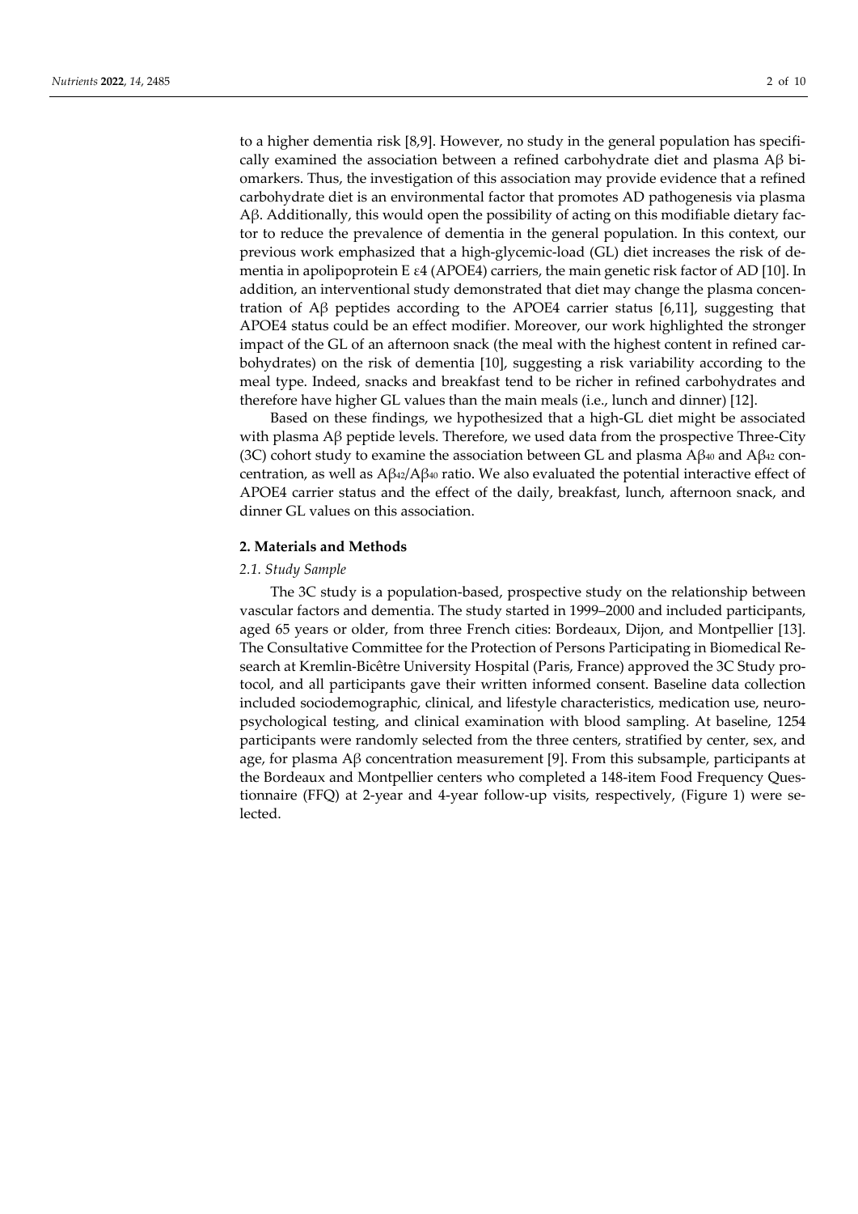to a higher dementia risk [8,9]. However, no study in the general population has specifically examined the association between a refined carbohydrate diet and plasma Aβ biomarkers. Thus, the investigation of this association may provide evidence that a refined carbohydrate diet is an environmental factor that promotes AD pathogenesis via plasma Aβ. Additionally, this would open the possibility of acting on this modifiable dietary factor to reduce the prevalence of dementia in the general population. In this context, our previous work emphasized that a high-glycemic-load (GL) diet increases the risk of dementia in apolipoprotein E ε4 (APOE4) carriers, the main genetic risk factor of AD [10]. In addition, an interventional study demonstrated that diet may change the plasma concentration of Aβ peptides according to the APOE4 carrier status [6,11], suggesting that APOE4 status could be an effect modifier. Moreover, our work highlighted the stronger impact of the GL of an afternoon snack (the meal with the highest content in refined carbohydrates) on the risk of dementia [10], suggesting a risk variability according to the meal type. Indeed, snacks and breakfast tend to be richer in refined carbohydrates and therefore have higher GL values than the main meals (i.e., lunch and dinner) [12].

Based on these findings, we hypothesized that a high-GL diet might be associated with plasma Aβ peptide levels. Therefore, we used data from the prospective Three-City (3C) cohort study to examine the association between GL and plasma $A\beta_{40}$ and $A\beta_{42}$ concentration, as well as $A\beta_{42}/A\beta_{40}$ ratio. We also evaluated the potential interactive effect of APOE4 carrier status and the effect of the daily, breakfast, lunch, afternoon snack, and dinner GL values on this association.

## 2. Materials and Methods

### *2.1. Study Sample*

The 3C study is a population-based, prospective study on the relationship between vascular factors and dementia. The study started in 1999–2000 and included participants, aged 65 years or older, from three French cities: Bordeaux, Dijon, and Montpellier [13]. The Consultative Committee for the Protection of Persons Participating in Biomedical Research at Kremlin-Bicêtre University Hospital (Paris, France) approved the 3C Study protocol, and all participants gave their written informed consent. Baseline data collection included sociodemographic, clinical, and lifestyle characteristics, medication use, neuropsychological testing, and clinical examination with blood sampling. At baseline, 1254 participants were randomly selected from the three centers, stratified by center, sex, and age, for plasma Aβ concentration measurement [9]. From this subsample, participants at the Bordeaux and Montpellier centers who completed a 148-item Food Frequency Questionnaire (FFQ) at 2-year and 4-year follow-up visits, respectively, (Figure 1) were selected.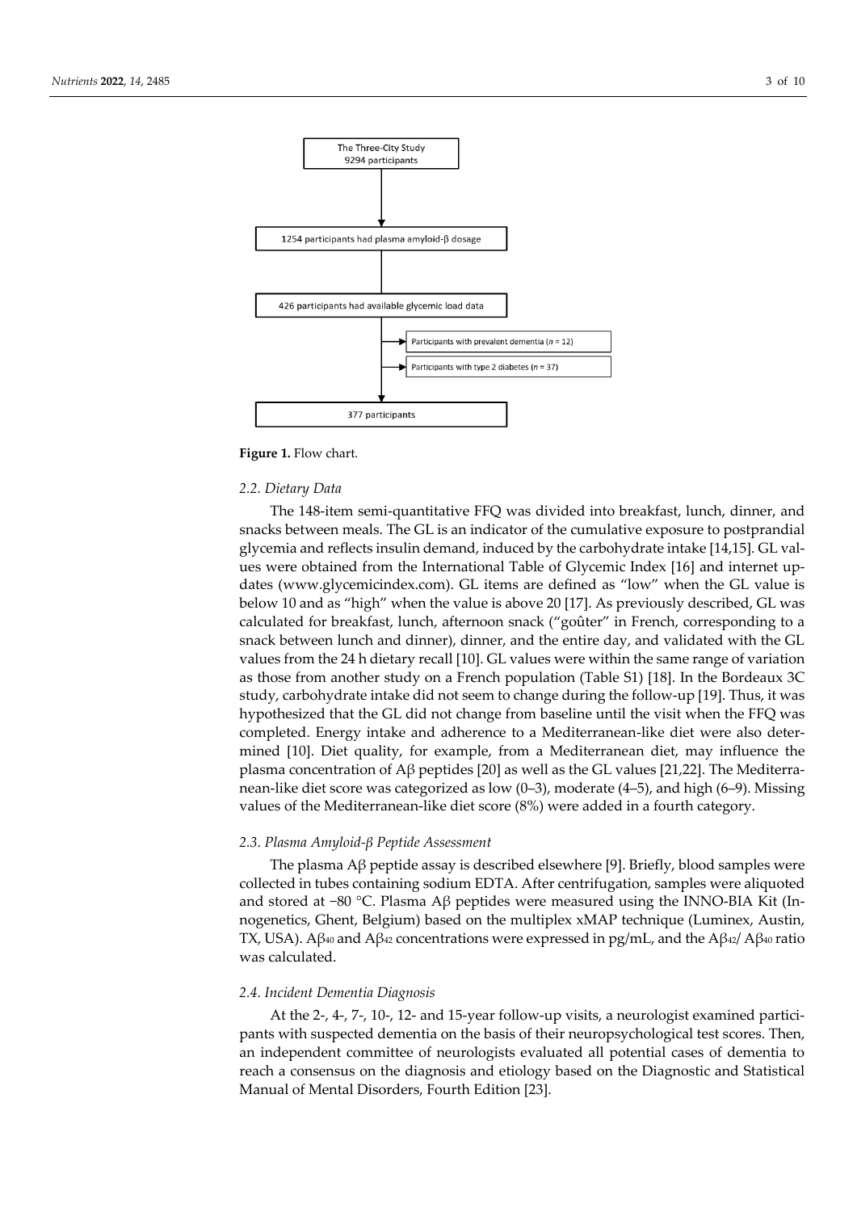The Three-City Study
9294 participants

1254 participants had plasma amyloid-β dosage

426 participants had available glycemic load data

Participants with prevalent dementia ($n$ = 12)

Participants with type 2 diabetes ($n$ = 37)

377 participants

**Figure 1.** Flow chart.

### 2.2. Dietary Data

The 148-item semi-quantitative FFQ was divided into breakfast, lunch, dinner, and snacks between meals. The GL is an indicator of the cumulative exposure to postprandial glycemia and reflects insulin demand, induced by the carbohydrate intake [14,15]. GL values were obtained from the International Table of Glycemic Index [16] and internet updates (www.glycemicindex.com). GL items are defined as "low" when the GL value is below 10 and as "high" when the value is above 20 [17]. As previously described, GL was calculated for breakfast, lunch, afternoon snack ("goûter" in French, corresponding to a snack between lunch and dinner), dinner, and the entire day, and validated with the GL values from the 24 h dietary recall [10]. GL values were within the same range of variation as those from another study on a French population (Table S1) [18]. In the Bordeaux 3C study, carbohydrate intake did not seem to change during the follow-up [19]. Thus, it was hypothesized that the GL did not change from baseline until the visit when the FFQ was completed. Energy intake and adherence to a Mediterranean-like diet were also determined [10]. Diet quality, for example, from a Mediterranean diet, may influence the plasma concentration of Aβ peptides [20] as well as the GL values [21,22]. The Mediterranean-like diet score was categorized as low (0–3), moderate (4–5), and high (6–9). Missing values of the Mediterranean-like diet score (8%) were added in a fourth category.

### 2.3. Plasma Amyloid-β Peptide Assessment

The plasma Aβ peptide assay is described elsewhere [9]. Briefly, blood samples were collected in tubes containing sodium EDTA. After centrifugation, samples were aliquoted and stored at −80 °C. Plasma Aβ peptides were measured using the INNO-BIA Kit (Innogenetics, Ghent, Belgium) based on the multiplex xMAP technique (Luminex, Austin, TX, USA). $A\beta_{40}$ and $A\beta_{42}$ concentrations were expressed in pg/mL, and the $A\beta_{42}$/ $A\beta_{40}$ ratio was calculated.

### 2.4. Incident Dementia Diagnosis

At the 2-, 4-, 7-, 10-, 12- and 15-year follow-up visits, a neurologist examined participants with suspected dementia on the basis of their neuropsychological test scores. Then, an independent committee of neurologists evaluated all potential cases of dementia to reach a consensus on the diagnosis and etiology based on the Diagnostic and Statistical Manual of Mental Disorders, Fourth Edition [23].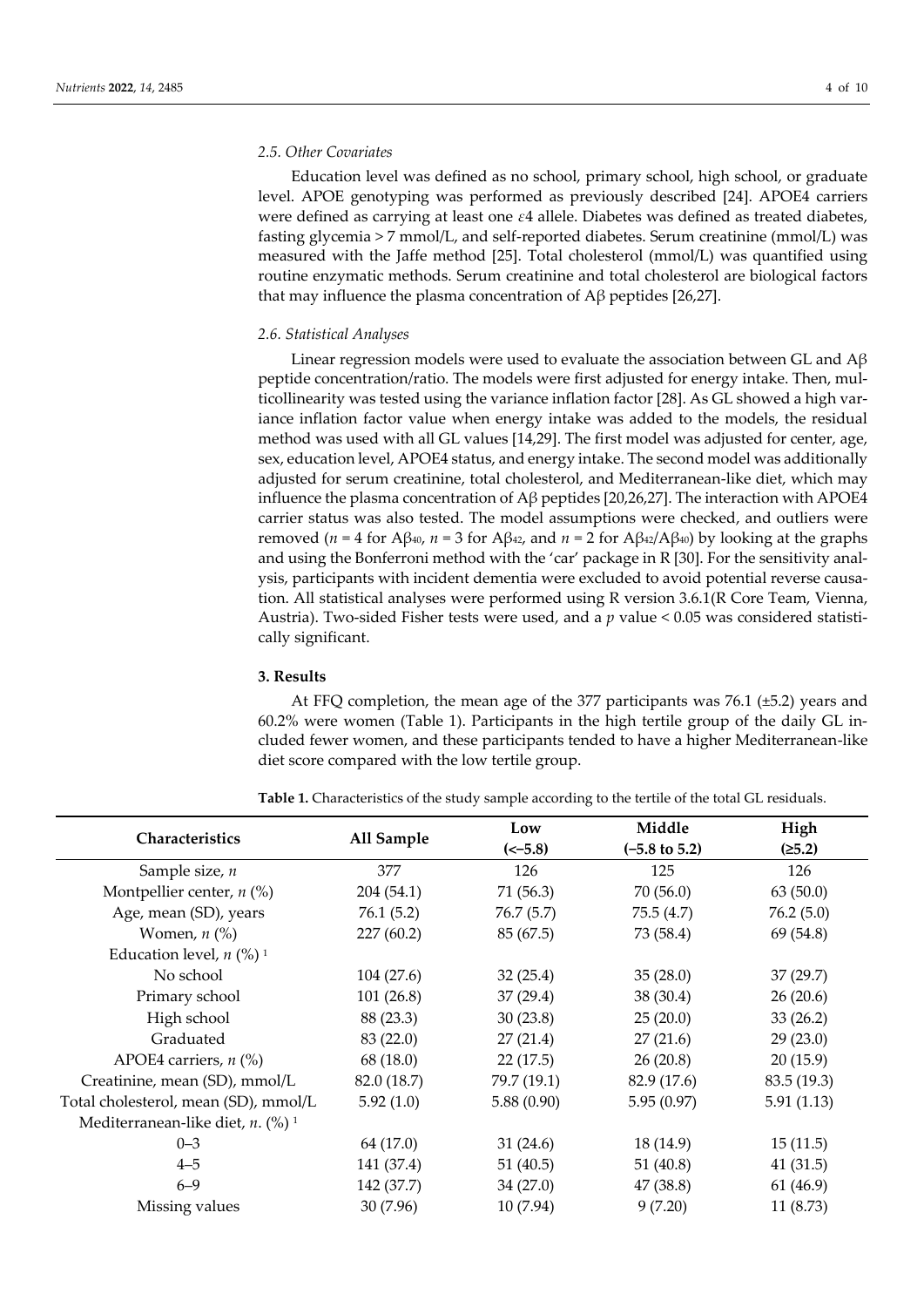### 2.5. Other Covariates

Education level was defined as no school, primary school, high school, or graduate level. APOE genotyping was performed as previously described [24]. APOE4 carriers were defined as carrying at least one $\varepsilon 4$ allele. Diabetes was defined as treated diabetes, fasting glycemia > 7 mmol/L, and self-reported diabetes. Serum creatinine (mmol/L) was measured with the Jaffe method [25]. Total cholesterol (mmol/L) was quantified using routine enzymatic methods. Serum creatinine and total cholesterol are biological factors that may influence the plasma concentration of Aβ peptides [26,27].

### 2.6. Statistical Analyses

Linear regression models were used to evaluate the association between GL and Aβ peptide concentration/ratio. The models were first adjusted for energy intake. Then, multicollinearity was tested using the variance inflation factor [28]. As GL showed a high variance inflation factor value when energy intake was added to the models, the residual method was used with all GL values [14,29]. The first model was adjusted for center, age, sex, education level, APOE4 status, and energy intake. The second model was additionally adjusted for serum creatinine, total cholesterol, and Mediterranean-like diet, which may influence the plasma concentration of Aβ peptides [20,26,27]. The interaction with APOE4 carrier status was also tested. The model assumptions were checked, and outliers were removed ($n = 4$ for $A\beta_{40}$, $n = 3$ for $A\beta_{42}$, and $n = 2$ for $A\beta_{42}/A\beta_{40}$) by looking at the graphs and using the Bonferroni method with the 'car' package in R [30]. For the sensitivity analysis, participants with incident dementia were excluded to avoid potential reverse causation. All statistical analyses were performed using R version 3.6.1(R Core Team, Vienna, Austria). Two-sided Fisher tests were used, and a $p$ value < 0.05 was considered statistically significant.

## 3. Results

At FFQ completion, the mean age of the 377 participants was 76.1 (±5.2) years and 60.2% were women (Table 1). Participants in the high tertile group of the daily GL included fewer women, and these participants tended to have a higher Mediterranean-like diet score compared with the low tertile group.

**Table 1.** Characteristics of the study sample according to the tertile of the total GL residuals.

| Characteristics | All Sample | Low (<−5.8) | Middle (−5.8 to 5.2) | High (≥5.2) |
|---|---|---|---|---|
| Sample size, $n$ | 377 | 126 | 125 | 126 |
| Montpellier center, $n$ (%) | 204 (54.1) | 71 (56.3) | 70 (56.0) | 63 (50.0) |
| Age, mean (SD), years | 76.1 (5.2) | 76.7 (5.7) | 75.5 (4.7) | 76.2 (5.0) |
| Women, $n$ (%) | 227 (60.2) | 85 (67.5) | 73 (58.4) | 69 (54.8) |
| Education level, $n$ (%) [1] | | | | |
| No school | 104 (27.6) | 32 (25.4) | 35 (28.0) | 37 (29.7) |
| Primary school | 101 (26.8) | 37 (29.4) | 38 (30.4) | 26 (20.6) |
| High school | 88 (23.3) | 30 (23.8) | 25 (20.0) | 33 (26.2) |
| Graduated | 83 (22.0) | 27 (21.4) | 27 (21.6) | 29 (23.0) |
| APOE4 carriers, $n$ (%) | 68 (18.0) | 22 (17.5) | 26 (20.8) | 20 (15.9) |
| Creatinine, mean (SD), mmol/L | 82.0 (18.7) | 79.7 (19.1) | 82.9 (17.6) | 83.5 (19.3) |
| Total cholesterol, mean (SD), mmol/L | 5.92 (1.0) | 5.88 (0.90) | 5.95 (0.97) | 5.91 (1.13) |
| Mediterranean-like diet, $n$. (%) [1] | | | | |
| 0–3 | 64 (17.0) | 31 (24.6) | 18 (14.9) | 15 (11.5) |
| 4–5 | 141 (37.4) | 51 (40.5) | 51 (40.8) | 41 (31.5) |
| 6–9 | 142 (37.7) | 34 (27.0) | 47 (38.8) | 61 (46.9) |
| Missing values | 30 (7.96) | 10 (7.94) | 9 (7.20) | 11 (8.73) |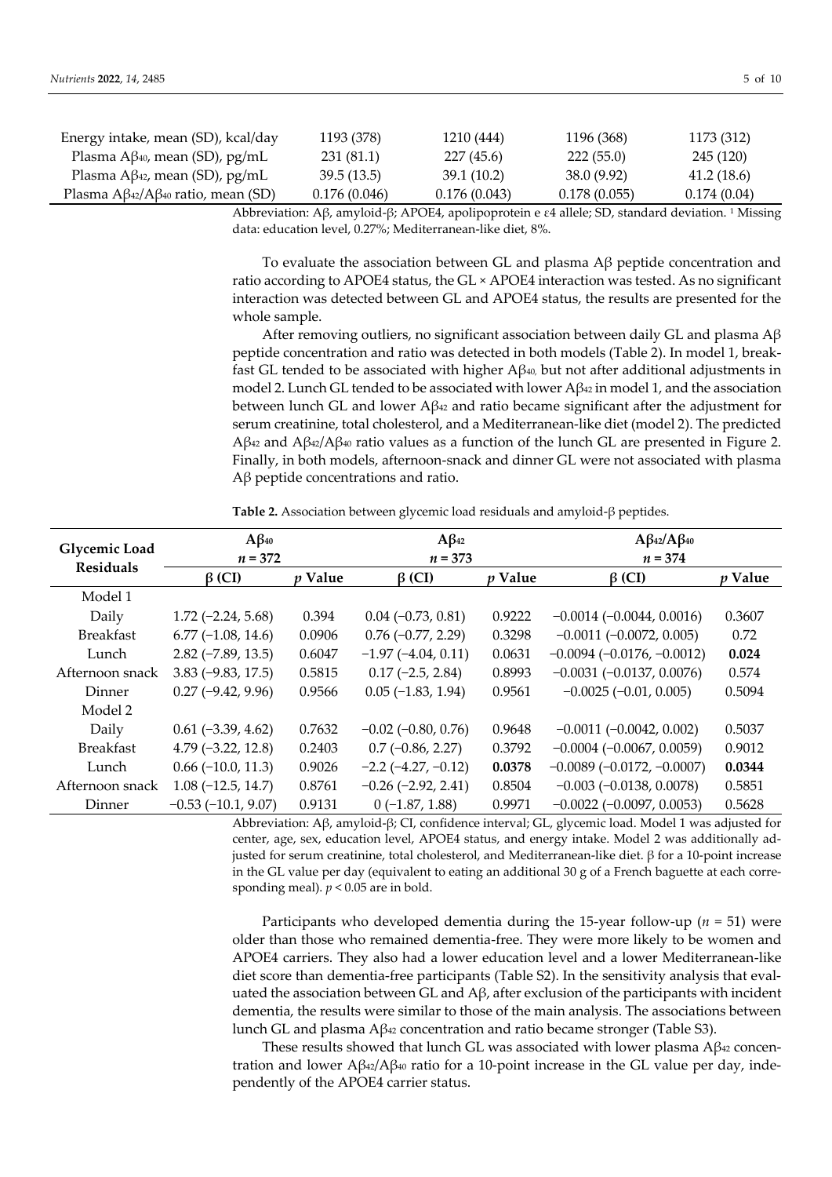| Energy intake, mean (SD), kcal/day | 1193 (378) | 1210 (444) | 1196 (368) | 1173 (312) |
|---|---|---|---|---|
| Plasma A$\beta_{40}$, mean (SD), pg/mL | 231 (81.1) | 227 (45.6) | 222 (55.0) | 245 (120) |
| Plasma A$\beta_{42}$, mean (SD), pg/mL | 39.5 (13.5) | 39.1 (10.2) | 38.0 (9.92) | 41.2 (18.6) |
| Plasma A$\beta_{42}$/A$\beta_{40}$ ratio, mean (SD) | 0.176 (0.046) | 0.176 (0.043) | 0.178 (0.055) | 0.174 (0.04) |

Abbreviation: Aβ, amyloid-β; APOE4, apolipoprotein e ε4 allele; SD, standard deviation. [1] Missing data: education level, 0.27%; Mediterranean-like diet, 8%.

To evaluate the association between GL and plasma Aβ peptide concentration and ratio according to APOE4 status, the GL × APOE4 interaction was tested. As no significant interaction was detected between GL and APOE4 status, the results are presented for the whole sample.

After removing outliers, no significant association between daily GL and plasma Aβ peptide concentration and ratio was detected in both models (Table 2). In model 1, breakfast GL tended to be associated with higher A$\beta_{40}$, but not after additional adjustments in model 2. Lunch GL tended to be associated with lower A$\beta_{42}$ in model 1, and the association between lunch GL and lower A$\beta_{42}$ and ratio became significant after the adjustment for serum creatinine, total cholesterol, and a Mediterranean-like diet (model 2). The predicted A$\beta_{42}$ and A$\beta_{42}$/A$\beta_{40}$ ratio values as a function of the lunch GL are presented in Figure 2. Finally, in both models, afternoon-snack and dinner GL were not associated with plasma Aβ peptide concentrations and ratio.

**Table 2.** Association between glycemic load residuals and amyloid-β peptides.

| Glycemic Load Residuals | A$\beta_{40}$ $n = 372$ | | A$\beta_{42}$ $n = 373$ | | A$\beta_{42}$/A$\beta_{40}$ $n = 374$ | |
|---|---|---|---|---|---|---|
| | β (CI) | *p* Value | β (CI) | *p* Value | β (CI) | *p* Value |
| Model 1 | | | | | | |
| Daily | 1.72 (−2.24, 5.68) | 0.394 | 0.04 (−0.73, 0.81) | 0.9222 | −0.0014 (−0.0044, 0.0016) | 0.3607 |
| Breakfast | 6.77 (−1.08, 14.6) | 0.0906 | 0.76 (−0.77, 2.29) | 0.3298 | −0.0011 (−0.0072, 0.005) | 0.72 |
| Lunch | 2.82 (−7.89, 13.5) | 0.6047 | −1.97 (−4.04, 0.11) | 0.0631 | −0.0094 (−0.0176, −0.0012) | **0.024** |
| Afternoon snack | 3.83 (−9.83, 17.5) | 0.5815 | 0.17 (−2.5, 2.84) | 0.8993 | −0.0031 (−0.0137, 0.0076) | 0.574 |
| Dinner | 0.27 (−9.42, 9.96) | 0.9566 | 0.05 (−1.83, 1.94) | 0.9561 | −0.0025 (−0.01, 0.005) | 0.5094 |
| Model 2 | | | | | | |
| Daily | 0.61 (−3.39, 4.62) | 0.7632 | −0.02 (−0.80, 0.76) | 0.9648 | −0.0011 (−0.0042, 0.002) | 0.5037 |
| Breakfast | 4.79 (−3.22, 12.8) | 0.2403 | 0.7 (−0.86, 2.27) | 0.3792 | −0.0004 (−0.0067, 0.0059) | 0.9012 |
| Lunch | 0.66 (−10.0, 11.3) | 0.9026 | −2.2 (−4.27, −0.12) | **0.0378** | −0.0089 (−0.0172, −0.0007) | **0.0344** |
| Afternoon snack | 1.08 (−12.5, 14.7) | 0.8761 | −0.26 (−2.92, 2.41) | 0.8504 | −0.003 (−0.0138, 0.0078) | 0.5851 |
| Dinner | −0.53 (−10.1, 9.07) | 0.9131 | 0 (−1.87, 1.88) | 0.9971 | −0.0022 (−0.0097, 0.0053) | 0.5628 |

Abbreviation: Aβ, amyloid-β; CI, confidence interval; GL, glycemic load. Model 1 was adjusted for center, age, sex, education level, APOE4 status, and energy intake. Model 2 was additionally adjusted for serum creatinine, total cholesterol, and Mediterranean-like diet. β for a 10-point increase in the GL value per day (equivalent to eating an additional 30 g of a French baguette at each corresponding meal). $p < 0.05$ are in bold.

Participants who developed dementia during the 15-year follow-up ($n = 51$) were older than those who remained dementia-free. They were more likely to be women and APOE4 carriers. They also had a lower education level and a lower Mediterranean-like diet score than dementia-free participants (Table S2). In the sensitivity analysis that evaluated the association between GL and Aβ, after exclusion of the participants with incident dementia, the results were similar to those of the main analysis. The associations between lunch GL and plasma A$\beta_{42}$ concentration and ratio became stronger (Table S3).

These results showed that lunch GL was associated with lower plasma A$\beta_{42}$ concentration and lower A$\beta_{42}$/A$\beta_{40}$ ratio for a 10-point increase in the GL value per day, independently of the APOE4 carrier status.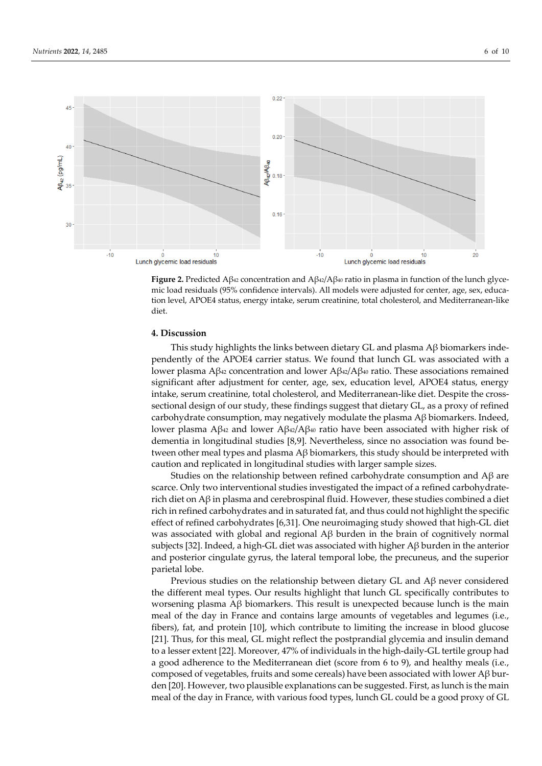**Figure 2.** Predicted A$\beta_{42}$ concentration and A$\beta_{42}$/A$\beta_{40}$ ratio in plasma in function of the lunch glycemic load residuals (95% confidence intervals). All models were adjusted for center, age, sex, education level, APOE4 status, energy intake, serum creatinine, total cholesterol, and Mediterranean-like diet.

## 4. Discussion

This study highlights the links between dietary GL and plasma Aβ biomarkers independently of the APOE4 carrier status. We found that lunch GL was associated with a lower plasma A$\beta_{42}$ concentration and lower A$\beta_{42}$/A$\beta_{40}$ ratio. These associations remained significant after adjustment for center, age, sex, education level, APOE4 status, energy intake, serum creatinine, total cholesterol, and Mediterranean-like diet. Despite the cross-sectional design of our study, these findings suggest that dietary GL, as a proxy of refined carbohydrate consumption, may negatively modulate the plasma Aβ biomarkers. Indeed, lower plasma A$\beta_{42}$ and lower A$\beta_{42}$/A$\beta_{40}$ ratio have been associated with higher risk of dementia in longitudinal studies [8,9]. Nevertheless, since no association was found between other meal types and plasma Aβ biomarkers, this study should be interpreted with caution and replicated in longitudinal studies with larger sample sizes.

Studies on the relationship between refined carbohydrate consumption and Aβ are scarce. Only two interventional studies investigated the impact of a refined carbohydrate-rich diet on Aβ in plasma and cerebrospinal fluid. However, these studies combined a diet rich in refined carbohydrates and in saturated fat, and thus could not highlight the specific effect of refined carbohydrates [6,31]. One neuroimaging study showed that high-GL diet was associated with global and regional Aβ burden in the brain of cognitively normal subjects [32]. Indeed, a high-GL diet was associated with higher Aβ burden in the anterior and posterior cingulate gyrus, the lateral temporal lobe, the precuneus, and the superior parietal lobe.

Previous studies on the relationship between dietary GL and Aβ never considered the different meal types. Our results highlight that lunch GL specifically contributes to worsening plasma Aβ biomarkers. This result is unexpected because lunch is the main meal of the day in France and contains large amounts of vegetables and legumes (i.e., fibers), fat, and protein [10], which contribute to limiting the increase in blood glucose [21]. Thus, for this meal, GL might reflect the postprandial glycemia and insulin demand to a lesser extent [22]. Moreover, 47% of individuals in the high-daily-GL tertile group had a good adherence to the Mediterranean diet (score from 6 to 9), and healthy meals (i.e., composed of vegetables, fruits and some cereals) have been associated with lower Aβ burden [20]. However, two plausible explanations can be suggested. First, as lunch is the main meal of the day in France, with various food types, lunch GL could be a good proxy of GL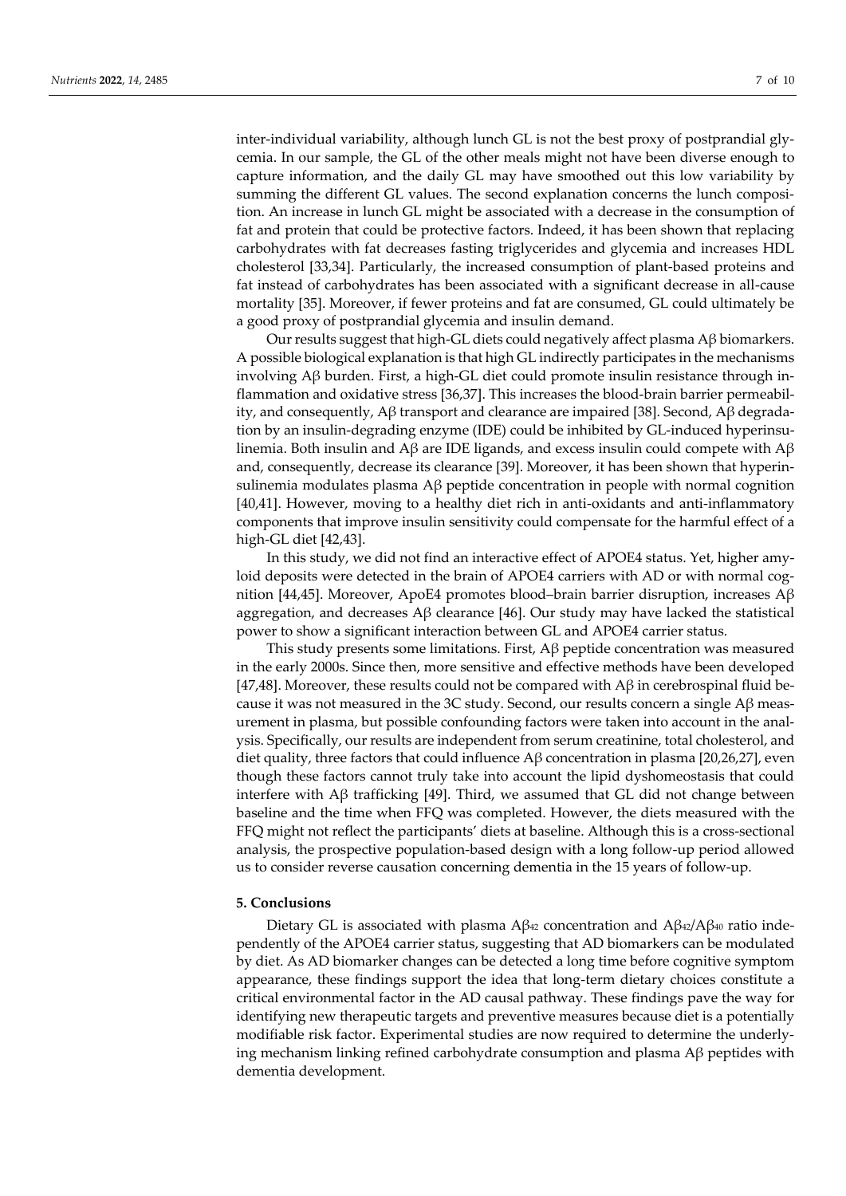inter-individual variability, although lunch GL is not the best proxy of postprandial glycemia. In our sample, the GL of the other meals might not have been diverse enough to capture information, and the daily GL may have smoothed out this low variability by summing the different GL values. The second explanation concerns the lunch composition. An increase in lunch GL might be associated with a decrease in the consumption of fat and protein that could be protective factors. Indeed, it has been shown that replacing carbohydrates with fat decreases fasting triglycerides and glycemia and increases HDL cholesterol [33,34]. Particularly, the increased consumption of plant-based proteins and fat instead of carbohydrates has been associated with a significant decrease in all-cause mortality [35]. Moreover, if fewer proteins and fat are consumed, GL could ultimately be a good proxy of postprandial glycemia and insulin demand.

Our results suggest that high-GL diets could negatively affect plasma Aβ biomarkers. A possible biological explanation is that high GL indirectly participates in the mechanisms involving Aβ burden. First, a high-GL diet could promote insulin resistance through inflammation and oxidative stress [36,37]. This increases the blood-brain barrier permeability, and consequently, Aβ transport and clearance are impaired [38]. Second, Aβ degradation by an insulin-degrading enzyme (IDE) could be inhibited by GL-induced hyperinsulinemia. Both insulin and Aβ are IDE ligands, and excess insulin could compete with Aβ and, consequently, decrease its clearance [39]. Moreover, it has been shown that hyperinsulinemia modulates plasma Aβ peptide concentration in people with normal cognition [40,41]. However, moving to a healthy diet rich in anti-oxidants and anti-inflammatory components that improve insulin sensitivity could compensate for the harmful effect of a high-GL diet [42,43].

In this study, we did not find an interactive effect of APOE4 status. Yet, higher amyloid deposits were detected in the brain of APOE4 carriers with AD or with normal cognition [44,45]. Moreover, ApoE4 promotes blood–brain barrier disruption, increases Aβ aggregation, and decreases Aβ clearance [46]. Our study may have lacked the statistical power to show a significant interaction between GL and APOE4 carrier status.

This study presents some limitations. First, Aβ peptide concentration was measured in the early 2000s. Since then, more sensitive and effective methods have been developed [47,48]. Moreover, these results could not be compared with Aβ in cerebrospinal fluid because it was not measured in the 3C study. Second, our results concern a single Aβ measurement in plasma, but possible confounding factors were taken into account in the analysis. Specifically, our results are independent from serum creatinine, total cholesterol, and diet quality, three factors that could influence Aβ concentration in plasma [20,26,27], even though these factors cannot truly take into account the lipid dyshomeostasis that could interfere with Aβ trafficking [49]. Third, we assumed that GL did not change between baseline and the time when FFQ was completed. However, the diets measured with the FFQ might not reflect the participants' diets at baseline. Although this is a cross-sectional analysis, the prospective population-based design with a long follow-up period allowed us to consider reverse causation concerning dementia in the 15 years of follow-up.

## 5. Conclusions

Dietary GL is associated with plasma $A\beta_{42}$ concentration and $A\beta_{42}/A\beta_{40}$ ratio independently of the APOE4 carrier status, suggesting that AD biomarkers can be modulated by diet. As AD biomarker changes can be detected a long time before cognitive symptom appearance, these findings support the idea that long-term dietary choices constitute a critical environmental factor in the AD causal pathway. These findings pave the way for identifying new therapeutic targets and preventive measures because diet is a potentially modifiable risk factor. Experimental studies are now required to determine the underlying mechanism linking refined carbohydrate consumption and plasma Aβ peptides with dementia development.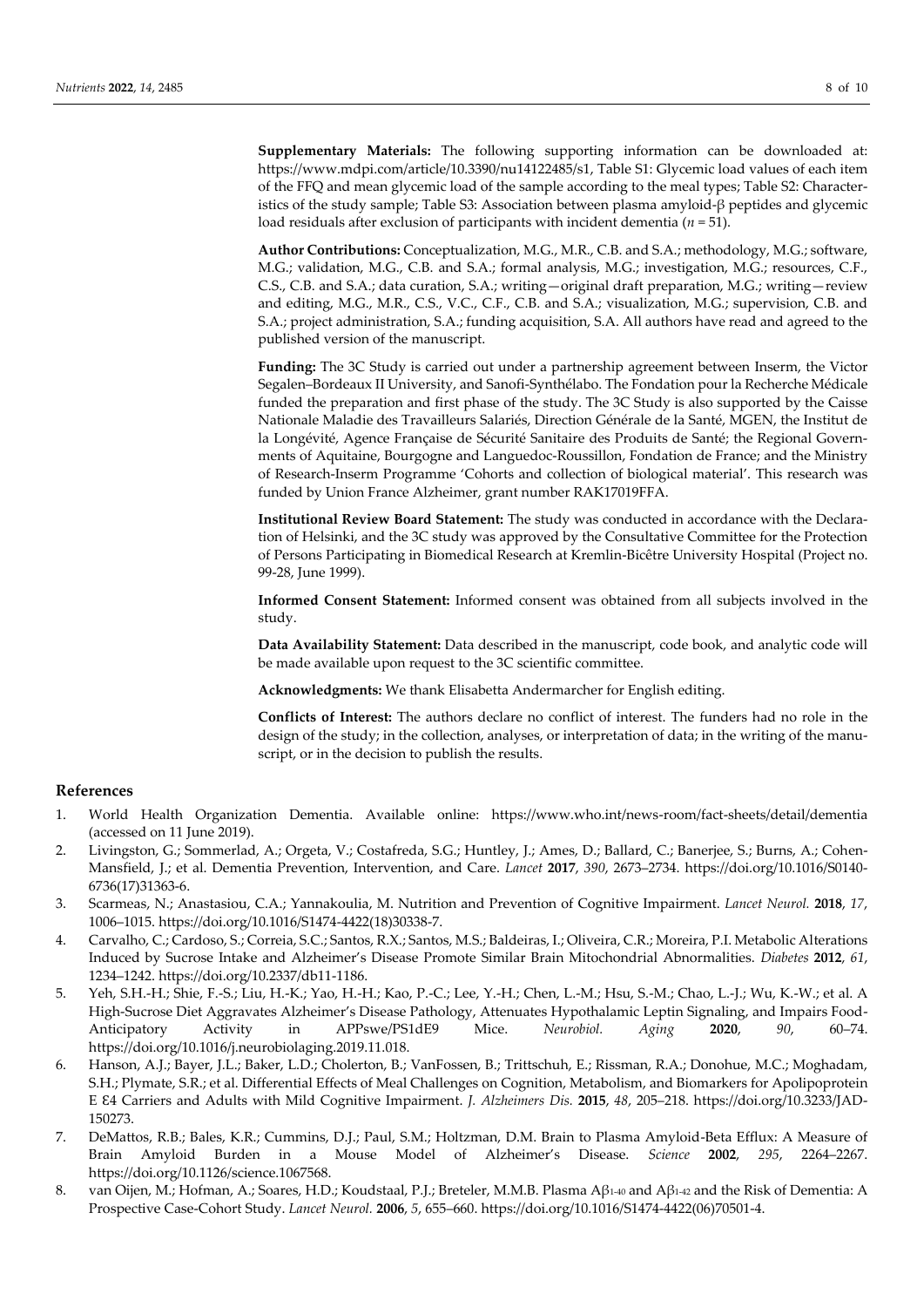**Supplementary Materials:** The following supporting information can be downloaded at: https://www.mdpi.com/article/10.3390/nu14122485/s1, Table S1: Glycemic load values of each item of the FFQ and mean glycemic load of the sample according to the meal types; Table S2: Characteristics of the study sample; Table S3: Association between plasma amyloid-β peptides and glycemic load residuals after exclusion of participants with incident dementia ($n = 51$).

**Author Contributions:** Conceptualization, M.G., M.R., C.B. and S.A.; methodology, M.G.; software, M.G.; validation, M.G., C.B. and S.A.; formal analysis, M.G.; investigation, M.G.; resources, C.F., C.S., C.B. and S.A.; data curation, S.A.; writing—original draft preparation, M.G.; writing—review and editing, M.G., M.R., C.S., V.C., C.F., C.B. and S.A.; visualization, M.G.; supervision, C.B. and S.A.; project administration, S.A.; funding acquisition, S.A. All authors have read and agreed to the published version of the manuscript.

**Funding:** The 3C Study is carried out under a partnership agreement between Inserm, the Victor Segalen–Bordeaux II University, and Sanofi-Synthélabo. The Fondation pour la Recherche Médicale funded the preparation and first phase of the study. The 3C Study is also supported by the Caisse Nationale Maladie des Travailleurs Salariés, Direction Générale de la Santé, MGEN, the Institut de la Longévité, Agence Française de Sécurité Sanitaire des Produits de Santé; the Regional Governments of Aquitaine, Bourgogne and Languedoc-Roussillon, Fondation de France; and the Ministry of Research-Inserm Programme 'Cohorts and collection of biological material'. This research was funded by Union France Alzheimer, grant number RAK17019FFA.

**Institutional Review Board Statement:** The study was conducted in accordance with the Declaration of Helsinki, and the 3C study was approved by the Consultative Committee for the Protection of Persons Participating in Biomedical Research at Kremlin-Bicêtre University Hospital (Project no. 99-28, June 1999).

**Informed Consent Statement:** Informed consent was obtained from all subjects involved in the study.

**Data Availability Statement:** Data described in the manuscript, code book, and analytic code will be made available upon request to the 3C scientific committee.

**Acknowledgments:** We thank Elisabetta Andermarcher for English editing.

**Conflicts of Interest:** The authors declare no conflict of interest. The funders had no role in the design of the study; in the collection, analyses, or interpretation of data; in the writing of the manuscript, or in the decision to publish the results.

## References

1. World Health Organization Dementia. Available online: https://www.who.int/news-room/fact-sheets/detail/dementia (accessed on 11 June 2019).
2. Livingston, G.; Sommerlad, A.; Orgeta, V.; Costafreda, S.G.; Huntley, J.; Ames, D.; Ballard, C.; Banerjee, S.; Burns, A.; Cohen-Mansfield, J.; et al. Dementia Prevention, Intervention, and Care. *Lancet* **2017**, *390*, 2673–2734. https://doi.org/10.1016/S0140-6736(17)31363-6.
3. Scarmeas, N.; Anastasiou, C.A.; Yannakoulia, M. Nutrition and Prevention of Cognitive Impairment. *Lancet Neurol.* **2018**, *17*, 1006–1015. https://doi.org/10.1016/S1474-4422(18)30338-7.
4. Carvalho, C.; Cardoso, S.; Correia, S.C.; Santos, R.X.; Santos, M.S.; Baldeiras, I.; Oliveira, C.R.; Moreira, P.I. Metabolic Alterations Induced by Sucrose Intake and Alzheimer's Disease Promote Similar Brain Mitochondrial Abnormalities. *Diabetes* **2012**, *61*, 1234–1242. https://doi.org/10.2337/db11-1186.
5. Yeh, S.H.-H.; Shie, F.-S.; Liu, H.-K.; Yao, H.-H.; Kao, P.-C.; Lee, Y.-H.; Chen, L.-M.; Hsu, S.-M.; Chao, L.-J.; Wu, K.-W.; et al. A High-Sucrose Diet Aggravates Alzheimer's Disease Pathology, Attenuates Hypothalamic Leptin Signaling, and Impairs Food-Anticipatory Activity in APPswe/PS1dE9 Mice. *Neurobiol. Aging* **2020**, *90*, 60–74. https://doi.org/10.1016/j.neurobiolaging.2019.11.018.
6. Hanson, A.J.; Bayer, J.L.; Baker, L.D.; Cholerton, B.; VanFossen, B.; Trittschuh, E.; Rissman, R.A.; Donohue, M.C.; Moghadam, S.H.; Plymate, S.R.; et al. Differential Effects of Meal Challenges on Cognition, Metabolism, and Biomarkers for Apolipoprotein E ε4 Carriers and Adults with Mild Cognitive Impairment. *J. Alzheimers Dis.* **2015**, *48*, 205–218. https://doi.org/10.3233/JAD-150273.
7. DeMattos, R.B.; Bales, K.R.; Cummins, D.J.; Paul, S.M.; Holtzman, D.M. Brain to Plasma Amyloid-Beta Efflux: A Measure of Brain Amyloid Burden in a Mouse Model of Alzheimer's Disease. *Science* **2002**, *295*, 2264–2267. https://doi.org/10.1126/science.1067568.
8. van Oijen, M.; Hofman, A.; Soares, H.D.; Koudstaal, P.J.; Breteler, M.M.B. Plasma $A\beta_{1-40}$ and $A\beta_{1-42}$ and the Risk of Dementia: A Prospective Case-Cohort Study. *Lancet Neurol.* **2006**, *5*, 655–660. https://doi.org/10.1016/S1474-4422(06)70501-4.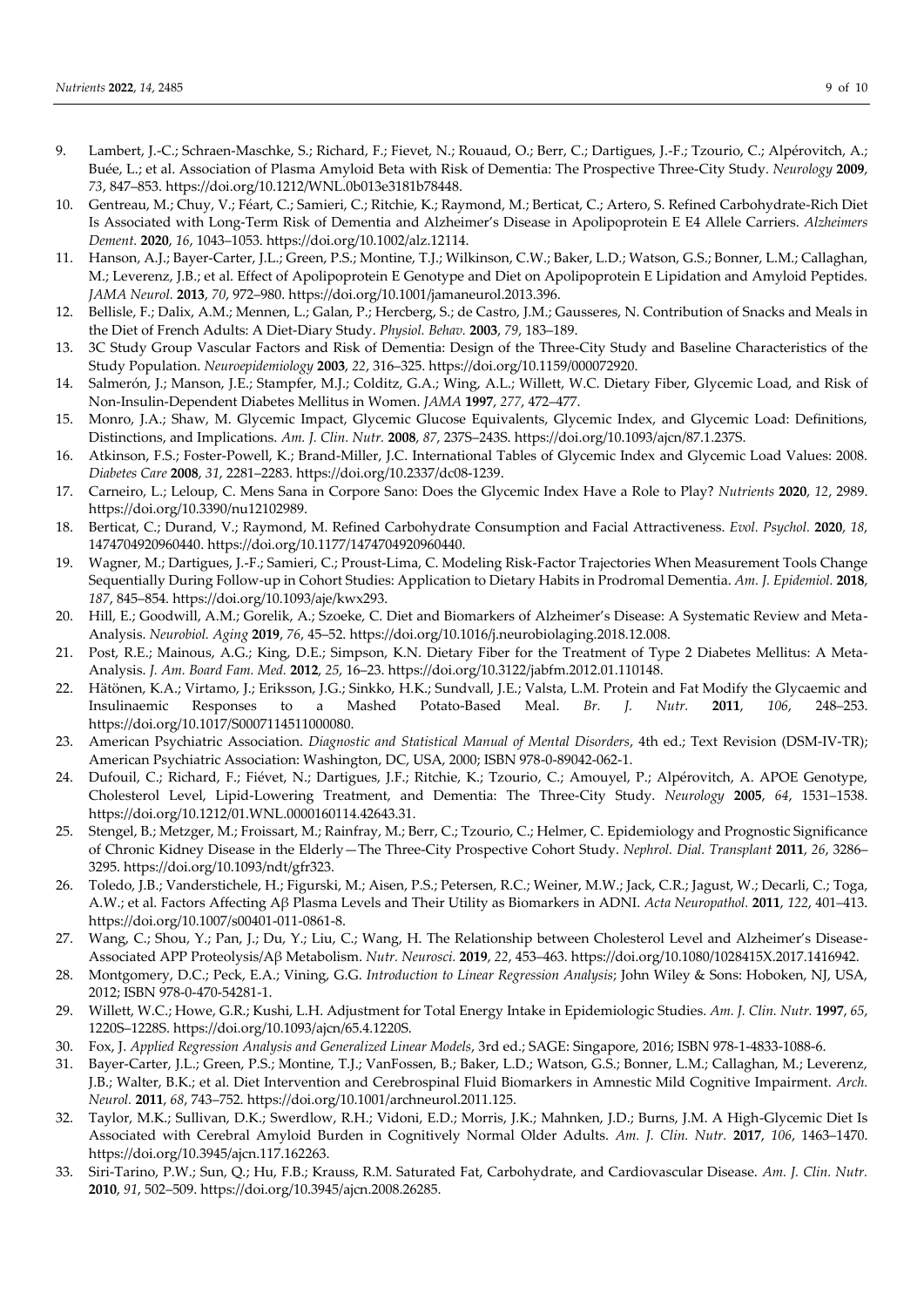9. Lambert, J.-C.; Schraen-Maschke, S.; Richard, F.; Fievet, N.; Rouaud, O.; Berr, C.; Dartigues, J.-F.; Tzourio, C.; Alpérovitch, A.; Buée, L.; et al. Association of Plasma Amyloid Beta with Risk of Dementia: The Prospective Three-City Study. *Neurology* **2009**, *73*, 847–853. https://doi.org/10.1212/WNL.0b013e3181b78448.
10. Gentreau, M.; Chuy, V.; Féart, C.; Samieri, C.; Ritchie, K.; Raymond, M.; Berticat, C.; Artero, S. Refined Carbohydrate-Rich Diet Is Associated with Long-Term Risk of Dementia and Alzheimer's Disease in Apolipoprotein E E4 Allele Carriers. *Alzheimers Dement.* **2020**, *16*, 1043–1053. https://doi.org/10.1002/alz.12114.
11. Hanson, A.J.; Bayer-Carter, J.L.; Green, P.S.; Montine, T.J.; Wilkinson, C.W.; Baker, L.D.; Watson, G.S.; Bonner, L.M.; Callaghan, M.; Leverenz, J.B.; et al. Effect of Apolipoprotein E Genotype and Diet on Apolipoprotein E Lipidation and Amyloid Peptides. *JAMA Neurol.* **2013**, *70*, 972–980. https://doi.org/10.1001/jamaneurol.2013.396.
12. Bellisle, F.; Dalix, A.M.; Mennen, L.; Galan, P.; Hercberg, S.; de Castro, J.M.; Gausseres, N. Contribution of Snacks and Meals in the Diet of French Adults: A Diet-Diary Study. *Physiol. Behav.* **2003**, *79*, 183–189.
13. 3C Study Group Vascular Factors and Risk of Dementia: Design of the Three-City Study and Baseline Characteristics of the Study Population. *Neuroepidemiology* **2003**, *22*, 316–325. https://doi.org/10.1159/000072920.
14. Salmerón, J.; Manson, J.E.; Stampfer, M.J.; Colditz, G.A.; Wing, A.L.; Willett, W.C. Dietary Fiber, Glycemic Load, and Risk of Non-Insulin-Dependent Diabetes Mellitus in Women. *JAMA* **1997**, *277*, 472–477.
15. Monro, J.A.; Shaw, M. Glycemic Impact, Glycemic Glucose Equivalents, Glycemic Index, and Glycemic Load: Definitions, Distinctions, and Implications. *Am. J. Clin. Nutr.* **2008**, *87*, 237S–243S. https://doi.org/10.1093/ajcn/87.1.237S.
16. Atkinson, F.S.; Foster-Powell, K.; Brand-Miller, J.C. International Tables of Glycemic Index and Glycemic Load Values: 2008. *Diabetes Care* **2008**, *31*, 2281–2283. https://doi.org/10.2337/dc08-1239.
17. Carneiro, L.; Leloup, C. Mens Sana in Corpore Sano: Does the Glycemic Index Have a Role to Play? *Nutrients* **2020**, *12*, 2989. https://doi.org/10.3390/nu12102989.
18. Berticat, C.; Durand, V.; Raymond, M. Refined Carbohydrate Consumption and Facial Attractiveness. *Evol. Psychol.* **2020**, *18*, 1474704920960440. https://doi.org/10.1177/1474704920960440.
19. Wagner, M.; Dartigues, J.-F.; Samieri, C.; Proust-Lima, C. Modeling Risk-Factor Trajectories When Measurement Tools Change Sequentially During Follow-up in Cohort Studies: Application to Dietary Habits in Prodromal Dementia. *Am. J. Epidemiol.* **2018**, *187*, 845–854. https://doi.org/10.1093/aje/kwx293.
20. Hill, E.; Goodwill, A.M.; Gorelik, A.; Szoeke, C. Diet and Biomarkers of Alzheimer's Disease: A Systematic Review and Meta-Analysis. *Neurobiol. Aging* **2019**, *76*, 45–52. https://doi.org/10.1016/j.neurobiolaging.2018.12.008.
21. Post, R.E.; Mainous, A.G.; King, D.E.; Simpson, K.N. Dietary Fiber for the Treatment of Type 2 Diabetes Mellitus: A Meta-Analysis. *J. Am. Board Fam. Med.* **2012**, *25*, 16–23. https://doi.org/10.3122/jabfm.2012.01.110148.
22. Hätönen, K.A.; Virtamo, J.; Eriksson, J.G.; Sinkko, H.K.; Sundvall, J.E.; Valsta, L.M. Protein and Fat Modify the Glycaemic and Insulinaemic Responses to a Mashed Potato-Based Meal. *Br. J. Nutr.* **2011**, *106*, 248–253. https://doi.org/10.1017/S0007114511000080.
23. American Psychiatric Association. *Diagnostic and Statistical Manual of Mental Disorders*, 4th ed.; Text Revision (DSM-IV-TR); American Psychiatric Association: Washington, DC, USA, 2000; ISBN 978-0-89042-062-1.
24. Dufouil, C.; Richard, F.; Fiévet, N.; Dartigues, J.F.; Ritchie, K.; Tzourio, C.; Amouyel, P.; Alpérovitch, A. APOE Genotype, Cholesterol Level, Lipid-Lowering Treatment, and Dementia: The Three-City Study. *Neurology* **2005**, *64*, 1531–1538. https://doi.org/10.1212/01.WNL.0000160114.42643.31.
25. Stengel, B.; Metzger, M.; Froissart, M.; Rainfray, M.; Berr, C.; Tzourio, C.; Helmer, C. Epidemiology and Prognostic Significance of Chronic Kidney Disease in the Elderly—The Three-City Prospective Cohort Study. *Nephrol. Dial. Transplant* **2011**, *26*, 3286–3295. https://doi.org/10.1093/ndt/gfr323.
26. Toledo, J.B.; Vanderstichele, H.; Figurski, M.; Aisen, P.S.; Petersen, R.C.; Weiner, M.W.; Jack, C.R.; Jagust, W.; Decarli, C.; Toga, A.W.; et al. Factors Affecting Aβ Plasma Levels and Their Utility as Biomarkers in ADNI. *Acta Neuropathol.* **2011**, *122*, 401–413. https://doi.org/10.1007/s00401-011-0861-8.
27. Wang, C.; Shou, Y.; Pan, J.; Du, Y.; Liu, C.; Wang, H. The Relationship between Cholesterol Level and Alzheimer's Disease-Associated APP Proteolysis/Aβ Metabolism. *Nutr. Neurosci.* **2019**, *22*, 453–463. https://doi.org/10.1080/1028415X.2017.1416942.
28. Montgomery, D.C.; Peck, E.A.; Vining, G.G. *Introduction to Linear Regression Analysis*; John Wiley & Sons: Hoboken, NJ, USA, 2012; ISBN 978-0-470-54281-1.
29. Willett, W.C.; Howe, G.R.; Kushi, L.H. Adjustment for Total Energy Intake in Epidemiologic Studies. *Am. J. Clin. Nutr.* **1997**, *65*, 1220S–1228S. https://doi.org/10.1093/ajcn/65.4.1220S.
30. Fox, J. *Applied Regression Analysis and Generalized Linear Models*, 3rd ed.; SAGE: Singapore, 2016; ISBN 978-1-4833-1088-6.
31. Bayer-Carter, J.L.; Green, P.S.; Montine, T.J.; VanFossen, B.; Baker, L.D.; Watson, G.S.; Bonner, L.M.; Callaghan, M.; Leverenz, J.B.; Walter, B.K.; et al. Diet Intervention and Cerebrospinal Fluid Biomarkers in Amnestic Mild Cognitive Impairment. *Arch. Neurol.* **2011**, *68*, 743–752. https://doi.org/10.1001/archneurol.2011.125.
32. Taylor, M.K.; Sullivan, D.K.; Swerdlow, R.H.; Vidoni, E.D.; Morris, J.K.; Mahnken, J.D.; Burns, J.M. A High-Glycemic Diet Is Associated with Cerebral Amyloid Burden in Cognitively Normal Older Adults. *Am. J. Clin. Nutr.* **2017**, *106*, 1463–1470. https://doi.org/10.3945/ajcn.117.162263.
33. Siri-Tarino, P.W.; Sun, Q.; Hu, F.B.; Krauss, R.M. Saturated Fat, Carbohydrate, and Cardiovascular Disease. *Am. J. Clin. Nutr.* **2010**, *91*, 502–509. https://doi.org/10.3945/ajcn.2008.26285.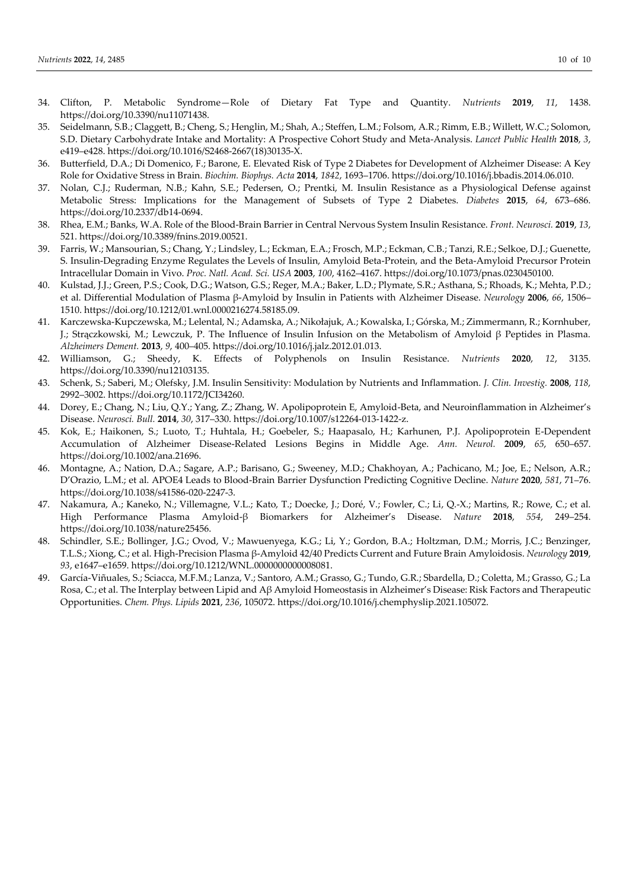34. Clifton, P. Metabolic Syndrome—Role of Dietary Fat Type and Quantity. *Nutrients* **2019**, *11*, 1438. https://doi.org/10.3390/nu11071438.
35. Seidelmann, S.B.; Claggett, B.; Cheng, S.; Henglin, M.; Shah, A.; Steffen, L.M.; Folsom, A.R.; Rimm, E.B.; Willett, W.C.; Solomon, S.D. Dietary Carbohydrate Intake and Mortality: A Prospective Cohort Study and Meta-Analysis. *Lancet Public Health* **2018**, *3*, e419–e428. https://doi.org/10.1016/S2468-2667(18)30135-X.
36. Butterfield, D.A.; Di Domenico, F.; Barone, E. Elevated Risk of Type 2 Diabetes for Development of Alzheimer Disease: A Key Role for Oxidative Stress in Brain. *Biochim. Biophys. Acta* **2014**, *1842*, 1693–1706. https://doi.org/10.1016/j.bbadis.2014.06.010.
37. Nolan, C.J.; Ruderman, N.B.; Kahn, S.E.; Pedersen, O.; Prentki, M. Insulin Resistance as a Physiological Defense against Metabolic Stress: Implications for the Management of Subsets of Type 2 Diabetes. *Diabetes* **2015**, *64*, 673–686. https://doi.org/10.2337/db14-0694.
38. Rhea, E.M.; Banks, W.A. Role of the Blood-Brain Barrier in Central Nervous System Insulin Resistance. *Front. Neurosci.* **2019**, *13*, 521. https://doi.org/10.3389/fnins.2019.00521.
39. Farris, W.; Mansourian, S.; Chang, Y.; Lindsley, L.; Eckman, E.A.; Frosch, M.P.; Eckman, C.B.; Tanzi, R.E.; Selkoe, D.J.; Guenette, S. Insulin-Degrading Enzyme Regulates the Levels of Insulin, Amyloid Beta-Protein, and the Beta-Amyloid Precursor Protein Intracellular Domain in Vivo. *Proc. Natl. Acad. Sci. USA* **2003**, *100*, 4162–4167. https://doi.org/10.1073/pnas.0230450100.
40. Kulstad, J.J.; Green, P.S.; Cook, D.G.; Watson, G.S.; Reger, M.A.; Baker, L.D.; Plymate, S.R.; Asthana, S.; Rhoads, K.; Mehta, P.D.; et al. Differential Modulation of Plasma β-Amyloid by Insulin in Patients with Alzheimer Disease. *Neurology* **2006**, *66*, 1506–1510. https://doi.org/10.1212/01.wnl.0000216274.58185.09.
41. Karczewska-Kupczewska, M.; Lelental, N.; Adamska, A.; Nikołajuk, A.; Kowalska, I.; Górska, M.; Zimmermann, R.; Kornhuber, J.; Strączkowski, M.; Lewczuk, P. The Influence of Insulin Infusion on the Metabolism of Amyloid β Peptides in Plasma. *Alzheimers Dement.* **2013**, *9*, 400–405. https://doi.org/10.1016/j.jalz.2012.01.013.
42. Williamson, G.; Sheedy, K. Effects of Polyphenols on Insulin Resistance. *Nutrients* **2020**, *12*, 3135. https://doi.org/10.3390/nu12103135.
43. Schenk, S.; Saberi, M.; Olefsky, J.M. Insulin Sensitivity: Modulation by Nutrients and Inflammation. *J. Clin. Investig.* **2008**, *118*, 2992–3002. https://doi.org/10.1172/JCI34260.
44. Dorey, E.; Chang, N.; Liu, Q.Y.; Yang, Z.; Zhang, W. Apolipoprotein E, Amyloid-Beta, and Neuroinflammation in Alzheimer's Disease. *Neurosci. Bull.* **2014**, *30*, 317–330. https://doi.org/10.1007/s12264-013-1422-z.
45. Kok, E.; Haikonen, S.; Luoto, T.; Huhtala, H.; Goebeler, S.; Haapasalo, H.; Karhunen, P.J. Apolipoprotein E-Dependent Accumulation of Alzheimer Disease-Related Lesions Begins in Middle Age. *Ann. Neurol.* **2009**, *65*, 650–657. https://doi.org/10.1002/ana.21696.
46. Montagne, A.; Nation, D.A.; Sagare, A.P.; Barisano, G.; Sweeney, M.D.; Chakhoyan, A.; Pachicano, M.; Joe, E.; Nelson, A.R.; D'Orazio, L.M.; et al. APOE4 Leads to Blood-Brain Barrier Dysfunction Predicting Cognitive Decline. *Nature* **2020**, *581*, 71–76. https://doi.org/10.1038/s41586-020-2247-3.
47. Nakamura, A.; Kaneko, N.; Villemagne, V.L.; Kato, T.; Doecke, J.; Doré, V.; Fowler, C.; Li, Q.-X.; Martins, R.; Rowe, C.; et al. High Performance Plasma Amyloid-β Biomarkers for Alzheimer's Disease. *Nature* **2018**, *554*, 249–254. https://doi.org/10.1038/nature25456.
48. Schindler, S.E.; Bollinger, J.G.; Ovod, V.; Mawuenyega, K.G.; Li, Y.; Gordon, B.A.; Holtzman, D.M.; Morris, J.C.; Benzinger, T.L.S.; Xiong, C.; et al. High-Precision Plasma β-Amyloid 42/40 Predicts Current and Future Brain Amyloidosis. *Neurology* **2019**, *93*, e1647–e1659. https://doi.org/10.1212/WNL.0000000000008081.
49. García-Viñuales, S.; Sciacca, M.F.M.; Lanza, V.; Santoro, A.M.; Grasso, G.; Tundo, G.R.; Sbardella, D.; Coletta, M.; Grasso, G.; La Rosa, C.; et al. The Interplay between Lipid and Aβ Amyloid Homeostasis in Alzheimer's Disease: Risk Factors and Therapeutic Opportunities. *Chem. Phys. Lipids* **2021**, *236*, 105072. https://doi.org/10.1016/j.chemphyslip.2021.105072.